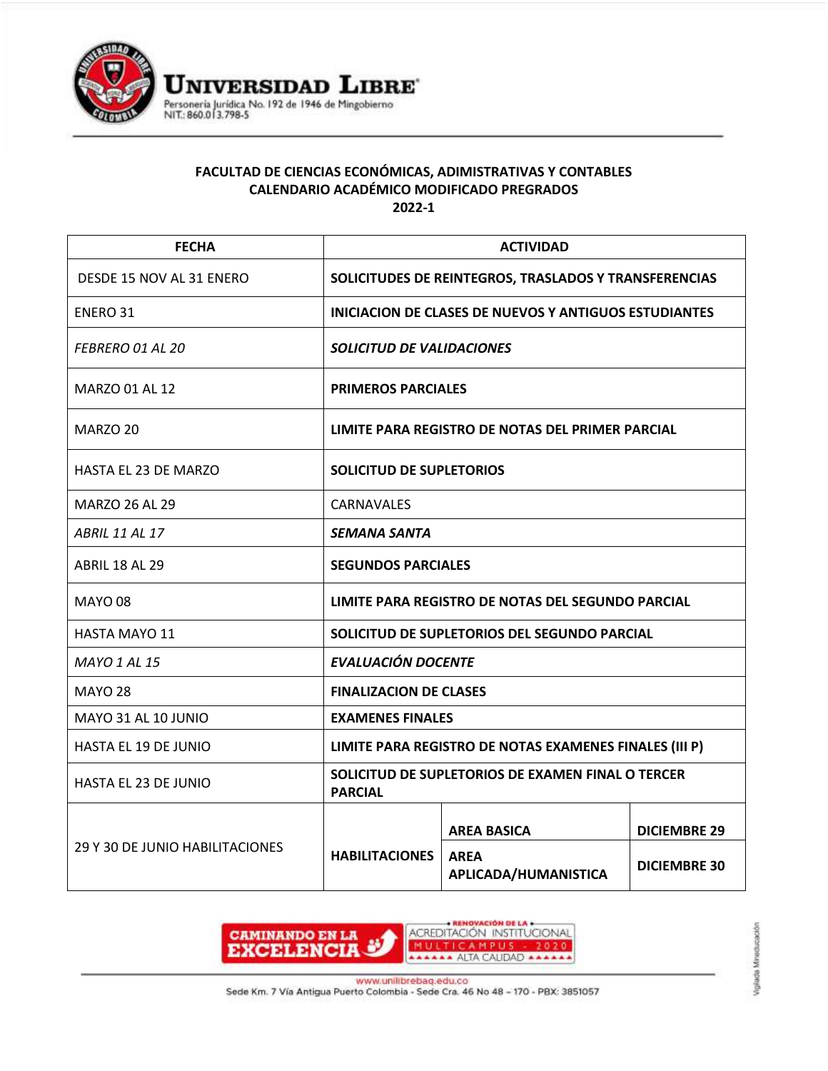# Universidad Libre

Personería Jurídica No. 192 de 1946 de Mingobierno
NIT.: 860.013.798-5

## FACULTAD DE CIENCIAS ECONÓMICAS, ADIMISTRATIVAS Y CONTABLES
## CALENDARIO ACADÉMICO MODIFICADO PREGRADOS
## 2022-1

| FECHA | ACTIVIDAD | | |
|---|---|---|---|
| DESDE 15 NOV AL 31 ENERO | **SOLICITUDES DE REINTEGROS, TRASLADOS Y TRANSFERENCIAS** | | |
| ENERO 31 | **INICIACION DE CLASES DE NUEVOS Y ANTIGUOS ESTUDIANTES** | | |
| *FEBRERO 01 AL 20* | ***SOLICITUD DE VALIDACIONES*** | | |
| MARZO 01 AL 12 | **PRIMEROS PARCIALES** | | |
| MARZO 20 | **LIMITE PARA REGISTRO DE NOTAS DEL PRIMER PARCIAL** | | |
| HASTA EL 23 DE MARZO | **SOLICITUD DE SUPLETORIOS** | | |
| MARZO 26 AL 29 | CARNAVALES | | |
| *ABRIL 11 AL 17* | ***SEMANA SANTA*** | | |
| ABRIL 18 AL 29 | **SEGUNDOS PARCIALES** | | |
| MAYO 08 | **LIMITE PARA REGISTRO DE NOTAS DEL SEGUNDO PARCIAL** | | |
| HASTA MAYO 11 | **SOLICITUD DE SUPLETORIOS DEL SEGUNDO PARCIAL** | | |
| *MAYO 1 AL 15* | ***EVALUACIÓN DOCENTE*** | | |
| MAYO 28 | **FINALIZACION DE CLASES** | | |
| MAYO 31 AL 10 JUNIO | **EXAMENES FINALES** | | |
| HASTA EL 19 DE JUNIO | **LIMITE PARA REGISTRO DE NOTAS EXAMENES FINALES (III P)** | | |
| HASTA EL 23 DE JUNIO | **SOLICITUD DE SUPLETORIOS DE EXAMEN FINAL O TERCER PARCIAL** | | |
| 29 Y 30 DE JUNIO HABILITACIONES | **HABILITACIONES** | **AREA BASICA** | **DICIEMBRE 29** |
| | | **AREA APLICADA/HUMANISTICA** | **DICIEMBRE 30** |

CAMINANDO EN LA EXCELENCIA — RENOVACIÓN DE LA ACREDITACIÓN INSTITUCIONAL MULTICAMPUS - 2020 ALTA CALIDAD

www.unilibrebaq.edu.co
Sede Km. 7 Vía Antigua Puerto Colombia - Sede Cra. 46 No 48 – 170 - PBX: 3851057

Vigilada Mineducación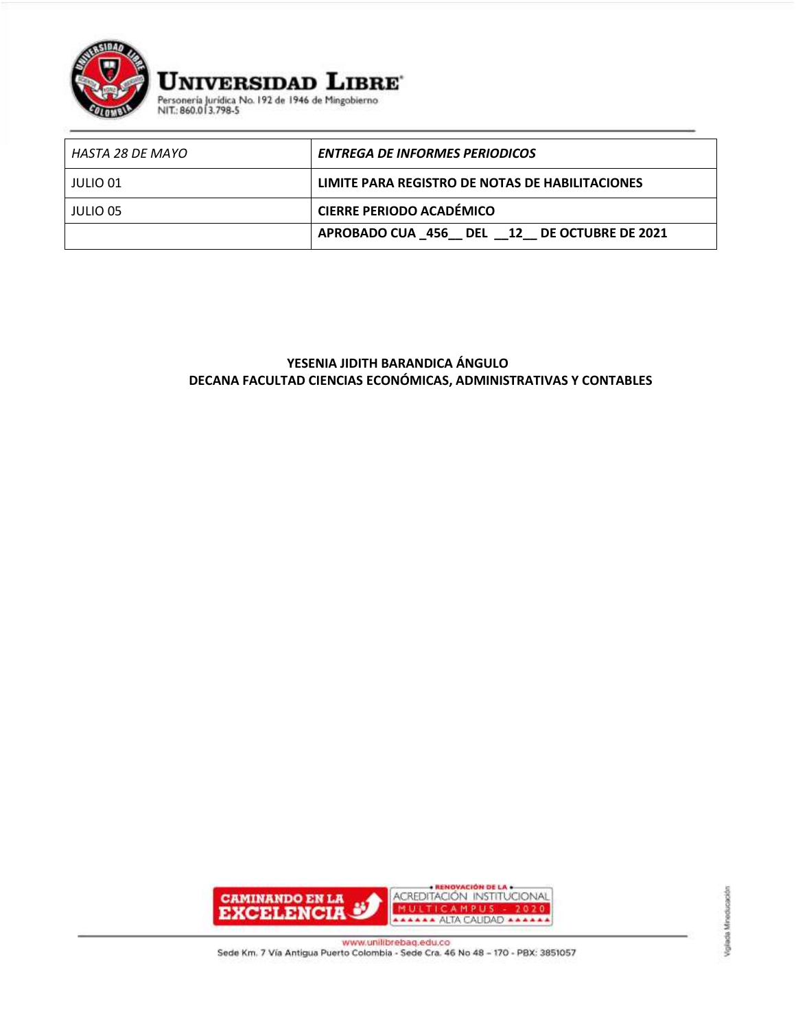| | |
|---|---|
| *HASTA 28 DE MAYO* | ***ENTREGA DE INFORMES PERIODICOS*** |
| JULIO 01 | **LIMITE PARA REGISTRO DE NOTAS DE HABILITACIONES** |
| JULIO 05 | **CIERRE PERIODO ACADÉMICO** |
| | **APROBADO CUA _456__ DEL __12__ DE OCTUBRE DE 2021** |

**YESENIA JIDITH BARANDICA ÁNGULO**
**DECANA FACULTAD CIENCIAS ECONÓMICAS, ADMINISTRATIVAS Y CONTABLES**